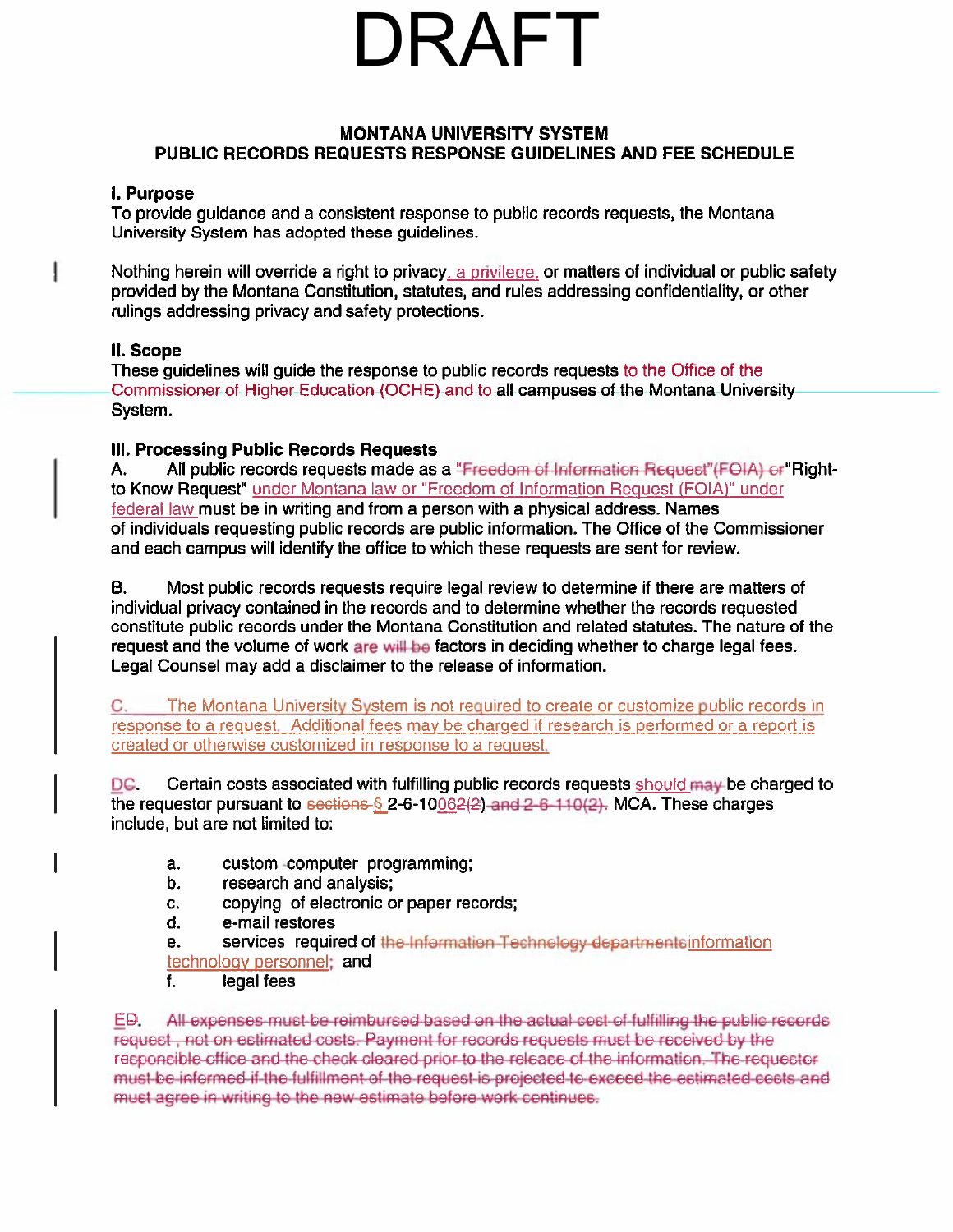# DRAFT

## MONTANA UNIVERSITY SYSTEM
## PUBLIC RECORDS REQUESTS RESPONSE GUIDELINES AND FEE SCHEDULE

**I. Purpose**

To provide guidance and a consistent response to public records requests, the Montana University System has adopted these guidelines.

Nothing herein will override a right to privacy, a privilege, or matters of individual or public safety provided by the Montana Constitution, statutes, and rules addressing confidentiality, or other rulings addressing privacy and safety protections.

**II. Scope**

These guidelines will guide the response to public records requests to the Office of the Commissioner of Higher Education (OCHE) and to all campuses of the Montana University System.

**III. Processing Public Records Requests**

A. All public records requests made as a ~~"Freedom of Information Request"(FOIA) or~~ "Right-to Know Request" under Montana law or "Freedom of Information Request (FOIA)" under federal law must be in writing and from a person with a physical address. Names of individuals requesting public records are public information. The Office of the Commissioner and each campus will identify the office to which these requests are sent for review.

B. Most public records requests require legal review to determine if there are matters of individual privacy contained in the records and to determine whether the records requested constitute public records under the Montana Constitution and related statutes. The nature of the request and the volume of work are ~~will be~~ factors in deciding whether to charge legal fees. Legal Counsel may add a disclaimer to the release of information.

C. The Montana University System is not required to create or customize public records in response to a request. Additional fees may be charged if research is performed or a report is created or otherwise customized in response to a request.

D~~C~~. Certain costs associated with fulfilling public records requests should ~~may~~ be charged to the requestor pursuant to ~~sections~~ § 2-6-1006~~2(2) and 2-6-110(2).~~ MCA. These charges include, but are not limited to:

- a. custom computer programming;
- b. research and analysis;
- c. copying of electronic or paper records;
- d. e-mail restores
- e. services required of ~~the Information Technology departments~~ information technology personnel; and
- f. legal fees

E~~D~~. ~~All expenses must be reimbursed based on the actual cost of fulfilling the public records request , not on estimated costs. Payment for records requests must be received by the responsible office and the check cleared prior to the release of the information. The requestor must be informed if the fulfillment of the request is projected to exceed the estimated costs and must agree in writing to the new estimate before work continues.~~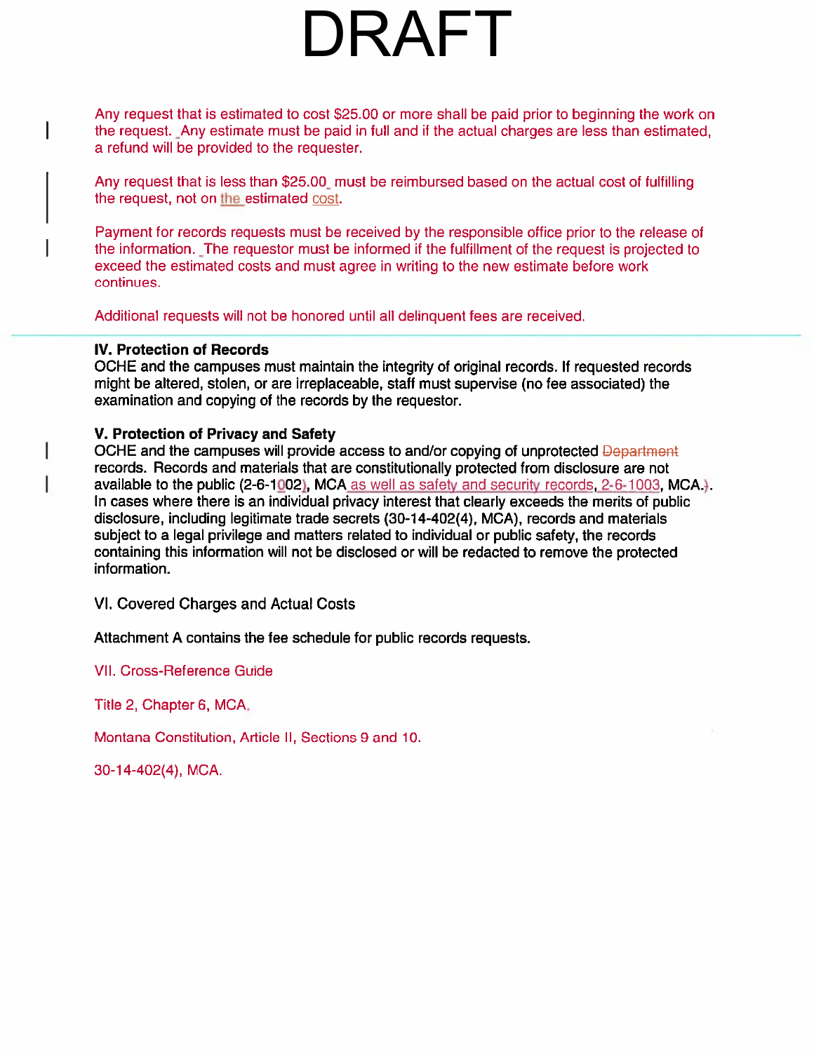# DRAFT

Any request that is estimated to cost $25.00 or more shall be paid prior to beginning the work on the request. Any estimate must be paid in full and if the actual charges are less than estimated, a refund will be provided to the requester.

Any request that is less than $25.00 must be reimbursed based on the actual cost of fulfilling the request, not on the estimated cost.

Payment for records requests must be received by the responsible office prior to the release of the information. The requestor must be informed if the fulfillment of the request is projected to exceed the estimated costs and must agree in writing to the new estimate before work continues.

Additional requests will not be honored until all delinquent fees are received.

**IV. Protection of Records**
OCHE and the campuses must maintain the integrity of original records. If requested records might be altered, stolen, or are irreplaceable, staff must supervise (no fee associated) the examination and copying of the records by the requestor.

**V. Protection of Privacy and Safety**
OCHE and the campuses will provide access to and/or copying of unprotected ~~Department~~ records. Records and materials that are constitutionally protected from disclosure are not available to the public (2-6-1002), MCA as well as safety and security records, 2-6-1003, MCA.). In cases where there is an individual privacy interest that clearly exceeds the merits of public disclosure, including legitimate trade secrets (30-14-402(4), MCA), records and materials subject to a legal privilege and matters related to individual or public safety, the records containing this information will not be disclosed or will be redacted to remove the protected information.

VI. Covered Charges and Actual Costs

Attachment A contains the fee schedule for public records requests.

VII. Cross-Reference Guide

Title 2, Chapter 6, MCA.

Montana Constitution, Article II, Sections 9 and 10.

30-14-402(4), MCA.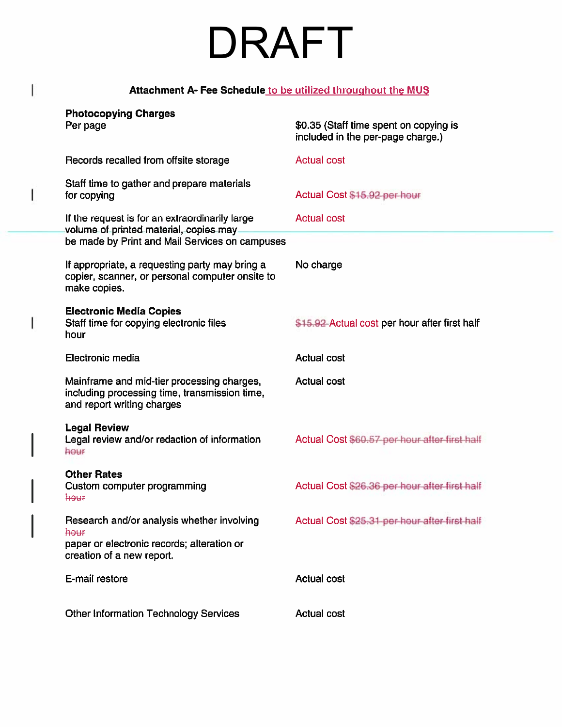# DRAFT

**Attachment A- Fee Schedule** to be utilized throughout the MUS

| | |
|---|---|
| **Photocopying Charges** | |
| Per page | $0.35 (Staff time spent on copying is included in the per-page charge.) |
| Records recalled from offsite storage | Actual cost |
| Staff time to gather and prepare materials for copying | Actual Cost ~~$15.92 per hour~~ |
| If the request is for an extraordinarily large volume of printed material, copies may be made by Print and Mail Services on campuses | Actual cost |
| If appropriate, a requesting party may bring a copier, scanner, or personal computer onsite to make copies. | No charge |
| **Electronic Media Copies** | |
| Staff time for copying electronic files | ~~$15.92~~ Actual cost per hour after first half hour |
| Electronic media | Actual cost |
| Mainframe and mid-tier processing charges, including processing time, transmission time, and report writing charges | Actual cost |
| **Legal Review** | |
| Legal review and/or redaction of information | Actual Cost ~~$60.57 per hour after first half hour~~ |
| **Other Rates** | |
| Custom computer programming | Actual Cost ~~$26.36 per hour after first half hour~~ |
| Research and/or analysis whether involving paper or electronic records; alteration or creation of a new report. | Actual Cost ~~$25.31 per hour after first half hour~~ |
| E-mail restore | Actual cost |
| Other Information Technology Services | Actual cost |